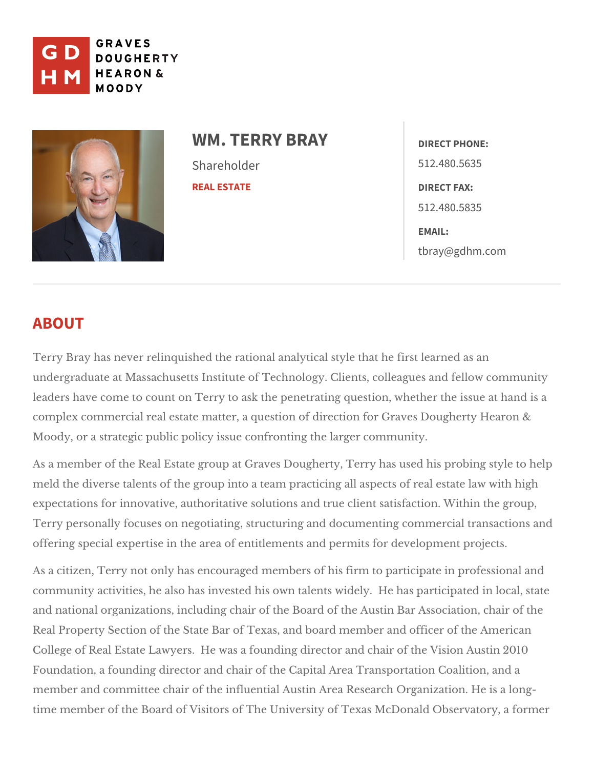GRAVES DOUGHERTY HEARON & MOODY

# WM. TERRY BRAY

Shareholder

REAL ESTATE

**DIRECT PHONE:**
512.480.5635

**DIRECT FAX:**
512.480.5835

**EMAIL:**
tbray@gdhm.com

## ABOUT

Terry Bray has never relinquished the rational analytical style that he first learned as an undergraduate at Massachusetts Institute of Technology. Clients, colleagues and fellow community leaders have come to count on Terry to ask the penetrating question, whether the issue at hand is a complex commercial real estate matter, a question of direction for Graves Dougherty Hearon & Moody, or a strategic public policy issue confronting the larger community.

As a member of the Real Estate group at Graves Dougherty, Terry has used his probing style to help meld the diverse talents of the group into a team practicing all aspects of real estate law with high expectations for innovative, authoritative solutions and true client satisfaction. Within the group, Terry personally focuses on negotiating, structuring and documenting commercial transactions and offering special expertise in the area of entitlements and permits for development projects.

As a citizen, Terry not only has encouraged members of his firm to participate in professional and community activities, he also has invested his own talents widely. He has participated in local, state and national organizations, including chair of the Board of the Austin Bar Association, chair of the Real Property Section of the State Bar of Texas, and board member and officer of the American College of Real Estate Lawyers. He was a founding director and chair of the Vision Austin 2010 Foundation, a founding director and chair of the Capital Area Transportation Coalition, and a member and committee chair of the influential Austin Area Research Organization. He is a long-time member of the Board of Visitors of The University of Texas McDonald Observatory, a former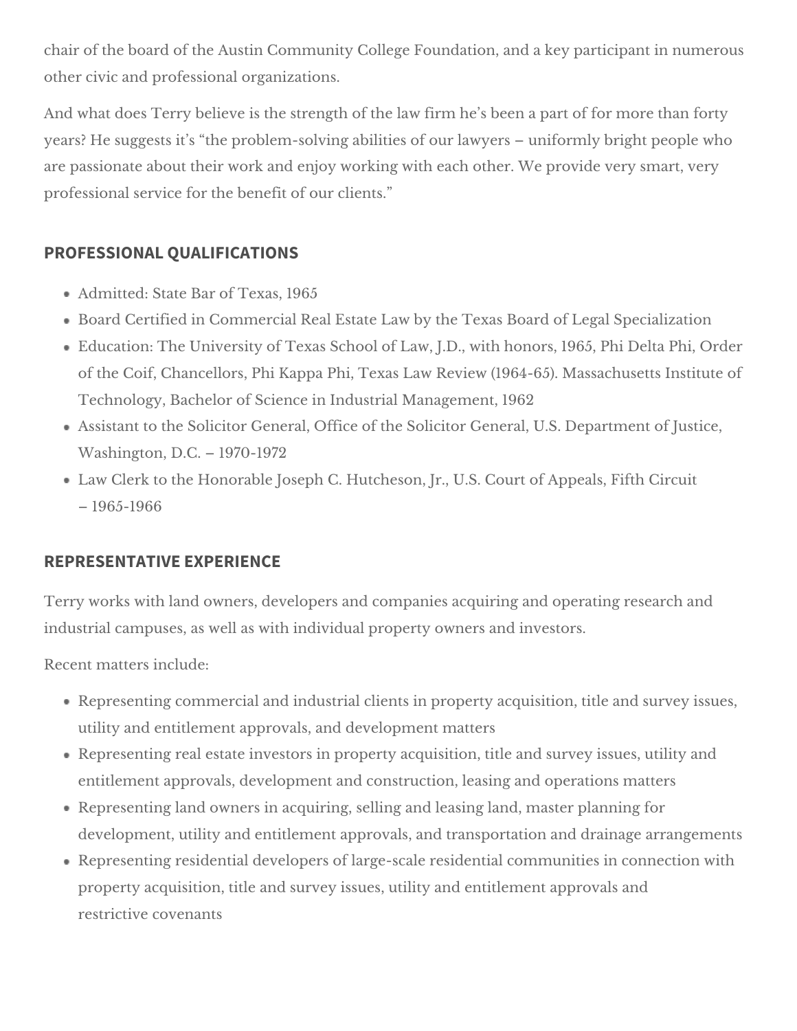chair of the board of the Austin Community College Foundation, and a key participant in numerous other civic and professional organizations.

And what does Terry believe is the strength of the law firm he's been a part of for more than forty years? He suggests it's "the problem-solving abilities of our lawyers – uniformly bright people who are passionate about their work and enjoy working with each other. We provide very smart, very professional service for the benefit of our clients."

## PROFESSIONAL QUALIFICATIONS

- Admitted: State Bar of Texas, 1965
- Board Certified in Commercial Real Estate Law by the Texas Board of Legal Specialization
- Education: The University of Texas School of Law, J.D., with honors, 1965, Phi Delta Phi, Order of the Coif, Chancellors, Phi Kappa Phi, Texas Law Review (1964-65). Massachusetts Institute of Technology, Bachelor of Science in Industrial Management, 1962
- Assistant to the Solicitor General, Office of the Solicitor General, U.S. Department of Justice, Washington, D.C. – 1970-1972
- Law Clerk to the Honorable Joseph C. Hutcheson, Jr., U.S. Court of Appeals, Fifth Circuit – 1965-1966

## REPRESENTATIVE EXPERIENCE

Terry works with land owners, developers and companies acquiring and operating research and industrial campuses, as well as with individual property owners and investors.

Recent matters include:

- Representing commercial and industrial clients in property acquisition, title and survey issues, utility and entitlement approvals, and development matters
- Representing real estate investors in property acquisition, title and survey issues, utility and entitlement approvals, development and construction, leasing and operations matters
- Representing land owners in acquiring, selling and leasing land, master planning for development, utility and entitlement approvals, and transportation and drainage arrangements
- Representing residential developers of large-scale residential communities in connection with property acquisition, title and survey issues, utility and entitlement approvals and restrictive covenants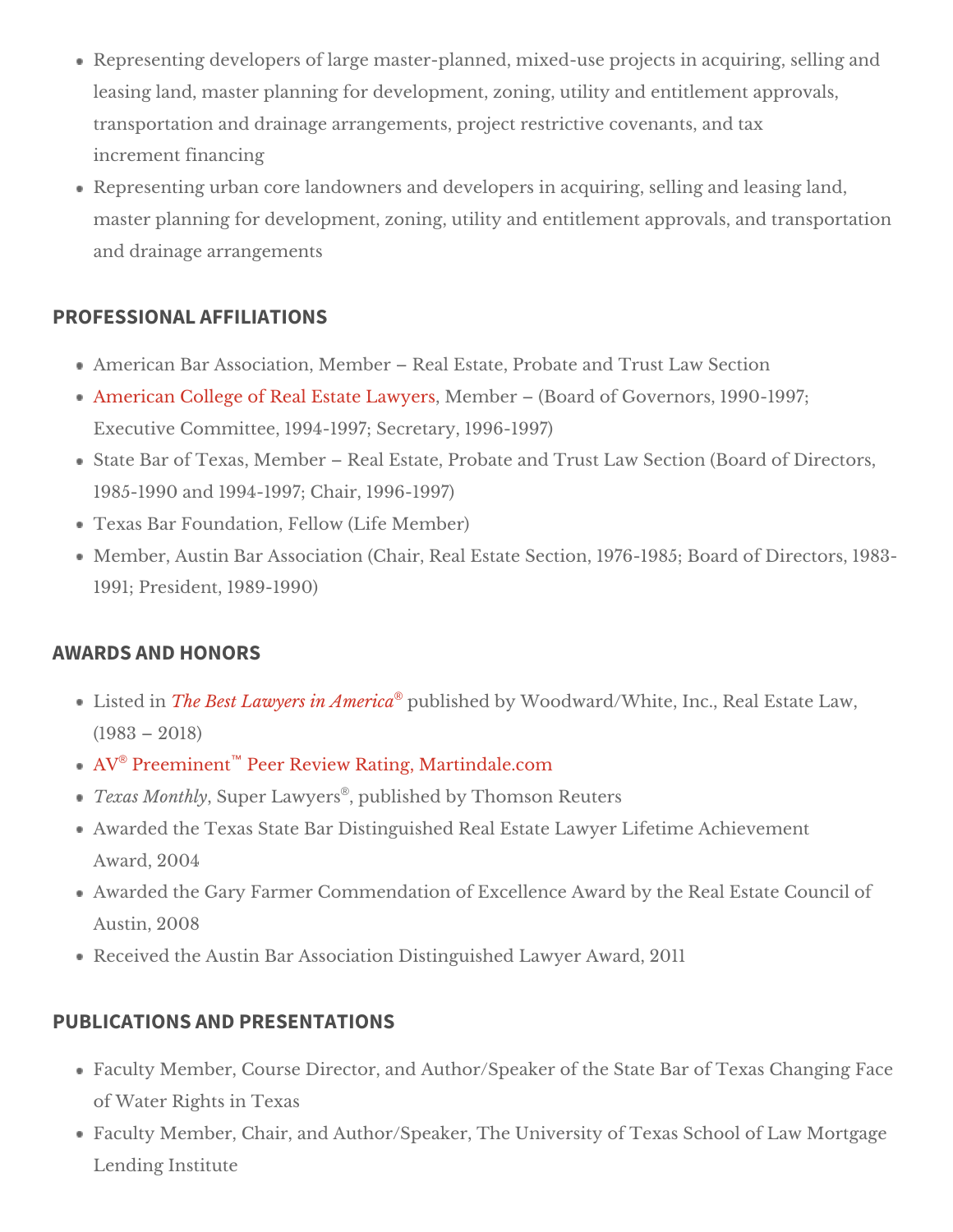- Representing developers of large master-planned, mixed-use projects in acquiring, selling and leasing land, master planning for development, zoning, utility and entitlement approvals, transportation and drainage arrangements, project restrictive covenants, and tax increment financing
- Representing urban core landowners and developers in acquiring, selling and leasing land, master planning for development, zoning, utility and entitlement approvals, and transportation and drainage arrangements

## PROFESSIONAL AFFILIATIONS

- American Bar Association, Member – Real Estate, Probate and Trust Law Section
- American College of Real Estate Lawyers, Member – (Board of Governors, 1990-1997; Executive Committee, 1994-1997; Secretary, 1996-1997)
- State Bar of Texas, Member – Real Estate, Probate and Trust Law Section (Board of Directors, 1985-1990 and 1994-1997; Chair, 1996-1997)
- Texas Bar Foundation, Fellow (Life Member)
- Member, Austin Bar Association (Chair, Real Estate Section, 1976-1985; Board of Directors, 1983-1991; President, 1989-1990)

## AWARDS AND HONORS

- Listed in *The Best Lawyers in America®* published by Woodward/White, Inc., Real Estate Law, (1983 – 2018)
- AV® Preeminent™ Peer Review Rating, Martindale.com
- *Texas Monthly*, Super Lawyers®, published by Thomson Reuters
- Awarded the Texas State Bar Distinguished Real Estate Lawyer Lifetime Achievement Award, 2004
- Awarded the Gary Farmer Commendation of Excellence Award by the Real Estate Council of Austin, 2008
- Received the Austin Bar Association Distinguished Lawyer Award, 2011

## PUBLICATIONS AND PRESENTATIONS

- Faculty Member, Course Director, and Author/Speaker of the State Bar of Texas Changing Face of Water Rights in Texas
- Faculty Member, Chair, and Author/Speaker, The University of Texas School of Law Mortgage Lending Institute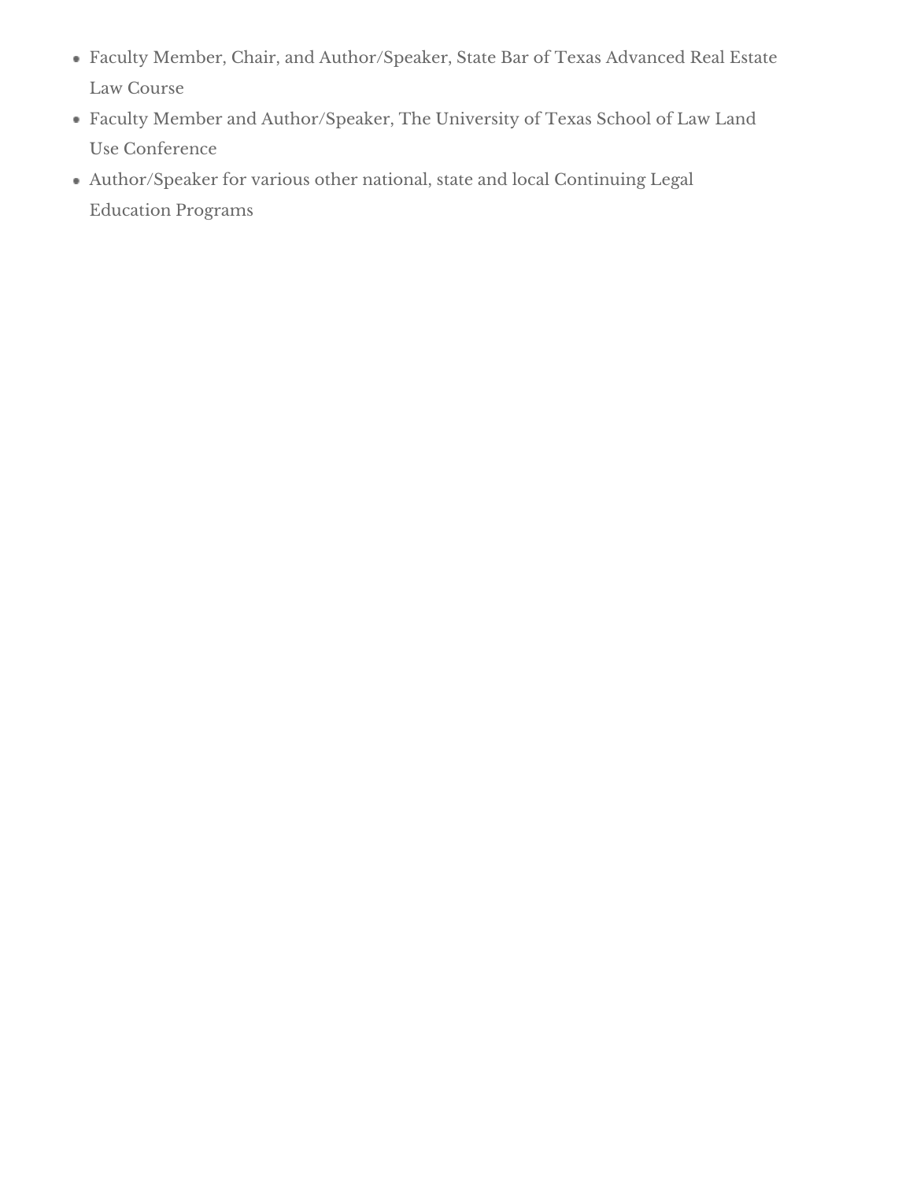- Faculty Member, Chair, and Author/Speaker, State Bar of Texas Advanced Real Estate Law Course
- Faculty Member and Author/Speaker, The University of Texas School of Law Land Use Conference
- Author/Speaker for various other national, state and local Continuing Legal Education Programs